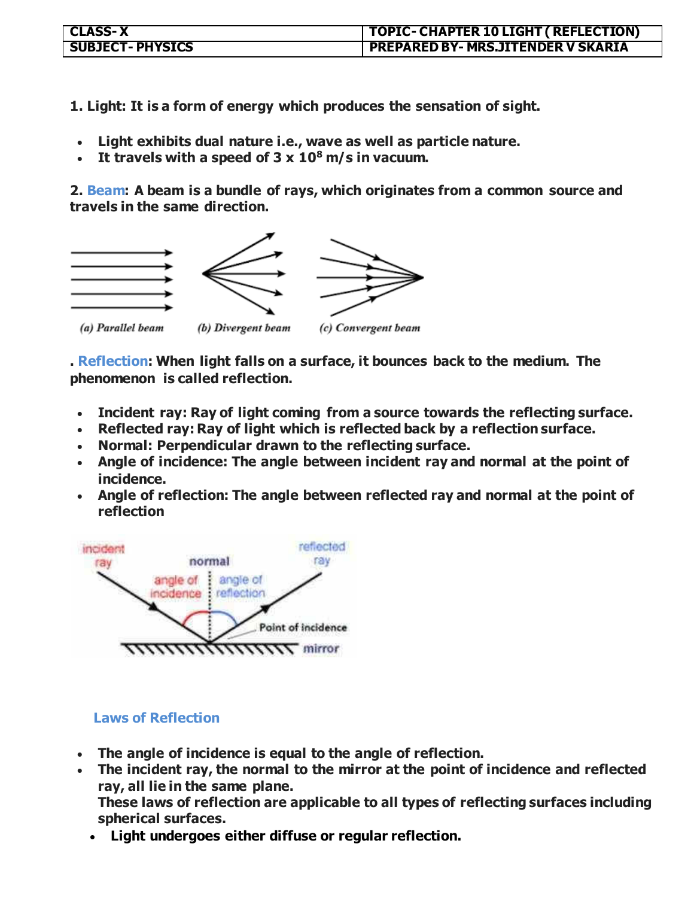| CLASS- X | TOPIC- CHAPTER 10 LIGHT ( REFLECTION) |
|---|---|
| SUBJECT- PHYSICS | PREPARED BY- MRS.JITENDER V SKARIA |

**1. Light: It is a form of energy which produces the sensation of sight.**

- **Light exhibits dual nature i.e., wave as well as particle nature.**
- **It travels with a speed of $3 \times 10^8$ m/s in vacuum.**

**2. Beam: A beam is a bundle of rays, which originates from a common source and travels in the same direction.**

*(a) Parallel beam* *(b) Divergent beam* *(c) Convergent beam*

**. Reflection: When light falls on a surface, it bounces back to the medium. The phenomenon is called reflection.**

- **Incident ray: Ray of light coming from a source towards the reflecting surface.**
- **Reflected ray: Ray of light which is reflected back by a reflection surface.**
- **Normal: Perpendicular drawn to the reflecting surface.**
- **Angle of incidence: The angle between incident ray and normal at the point of incidence.**
- **Angle of reflection: The angle between reflected ray and normal at the point of reflection**

## Laws of Reflection

- **The angle of incidence is equal to the angle of reflection.**
- **The incident ray, the normal to the mirror at the point of incidence and reflected ray, all lie in the same plane.**
  **These laws of reflection are applicable to all types of reflecting surfaces including spherical surfaces.**
- **Light undergoes either diffuse or regular reflection.**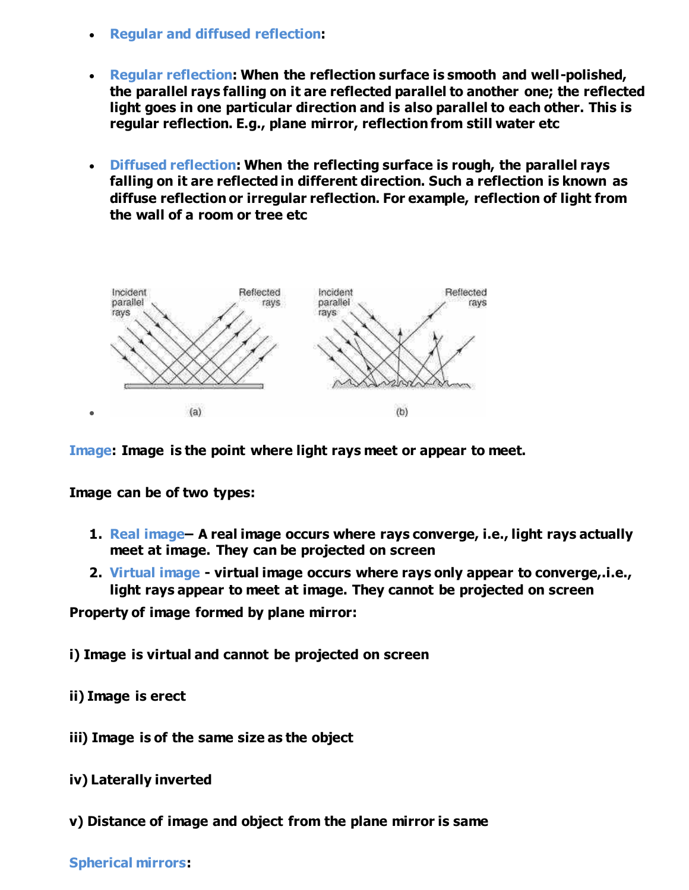- **Regular and diffused reflection**:

- **Regular reflection: When the reflection surface is smooth and well-polished, the parallel rays falling on it are reflected parallel to another one; the reflected light goes in one particular direction and is also parallel to each other. This is regular reflection. E.g., plane mirror, reflection from still water etc**

- **Diffused reflection: When the reflecting surface is rough, the parallel rays falling on it are reflected in different direction. Such a reflection is known as diffuse reflection or irregular reflection. For example, reflection of light from the wall of a room or tree etc**

**Image: Image is the point where light rays meet or appear to meet.**

**Image can be of two types:**

1. **Real image– A real image occurs where rays converge, i.e., light rays actually meet at image. They can be projected on screen**
2. **Virtual image - virtual image occurs where rays only appear to converge,.i.e., light rays appear to meet at image. They cannot be projected on screen**

**Property of image formed by plane mirror:**

**i) Image is virtual and cannot be projected on screen**

**ii) Image is erect**

**iii) Image is of the same size as the object**

**iv) Laterally inverted**

**v) Distance of image and object from the plane mirror is same**

**Spherical mirrors:**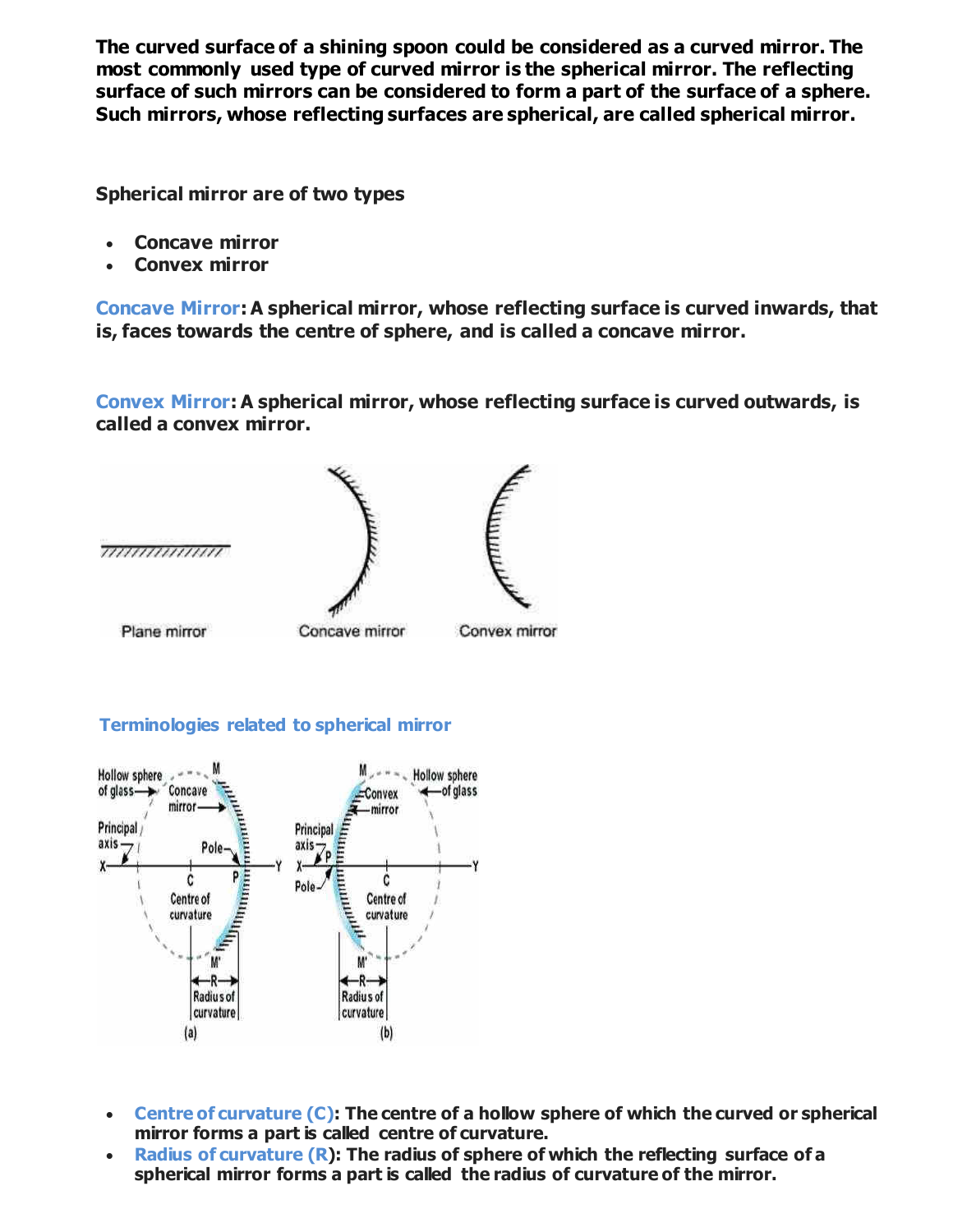**The curved surface of a shining spoon could be considered as a curved mirror. The most commonly used type of curved mirror is the spherical mirror. The reflecting surface of such mirrors can be considered to form a part of the surface of a sphere. Such mirrors, whose reflecting surfaces are spherical, are called spherical mirror.**

**Spherical mirror are of two types**

- **Concave mirror**
- **Convex mirror**

**Concave Mirror: A spherical mirror, whose reflecting surface is curved inwards, that is, faces towards the centre of sphere, and is called a concave mirror.**

**Convex Mirror: A spherical mirror, whose reflecting surface is curved outwards, is called a convex mirror.**

Plane mirror    Concave mirror    Convex mirror

**Terminologies related to spherical mirror**

- **Centre of curvature (C): The centre of a hollow sphere of which the curved or spherical mirror forms a part is called centre of curvature.**
- **Radius of curvature (R): The radius of sphere of which the reflecting surface of a spherical mirror forms a part is called the radius of curvature of the mirror.**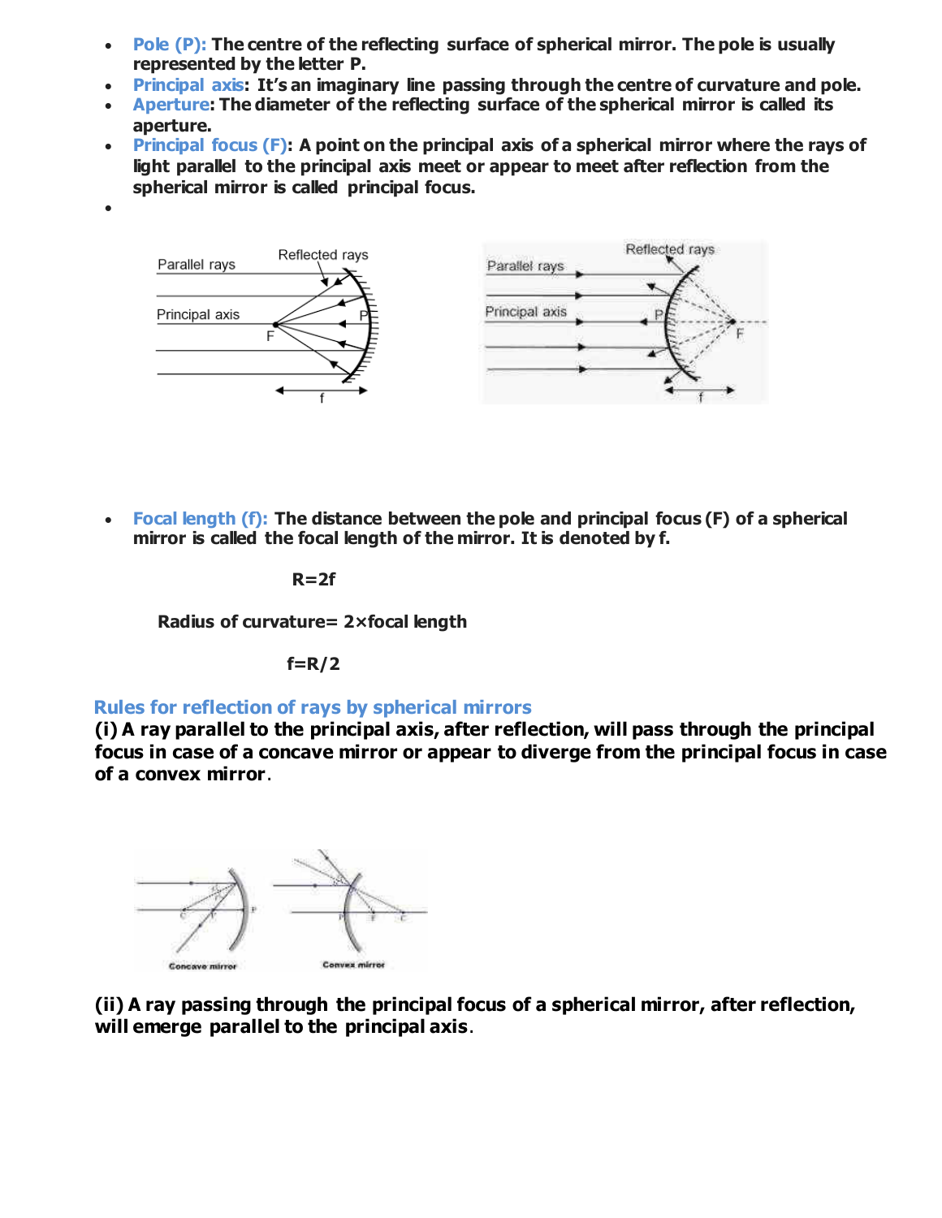- **Pole (P):** The centre of the reflecting surface of spherical mirror. The pole is usually represented by the letter P.
- **Principal axis:** It's an imaginary line passing through the centre of curvature and pole.
- **Aperture:** The diameter of the reflecting surface of the spherical mirror is called its aperture.
- **Principal focus (F):** A point on the principal axis of a spherical mirror where the rays of light parallel to the principal axis meet or appear to meet after reflection from the spherical mirror is called principal focus.
- 

- **Focal length (f):** The distance between the pole and principal focus (F) of a spherical mirror is called the focal length of the mirror. It is denoted by f.

$$R=2f$$

**Radius of curvature= 2×focal length**

$$f=R/2$$

## Rules for reflection of rays by spherical mirrors

**(i) A ray parallel to the principal axis, after reflection, will pass through the principal focus in case of a concave mirror or appear to diverge from the principal focus in case of a convex mirror**.

**(ii) A ray passing through the principal focus of a spherical mirror, after reflection, will emerge parallel to the principal axis**.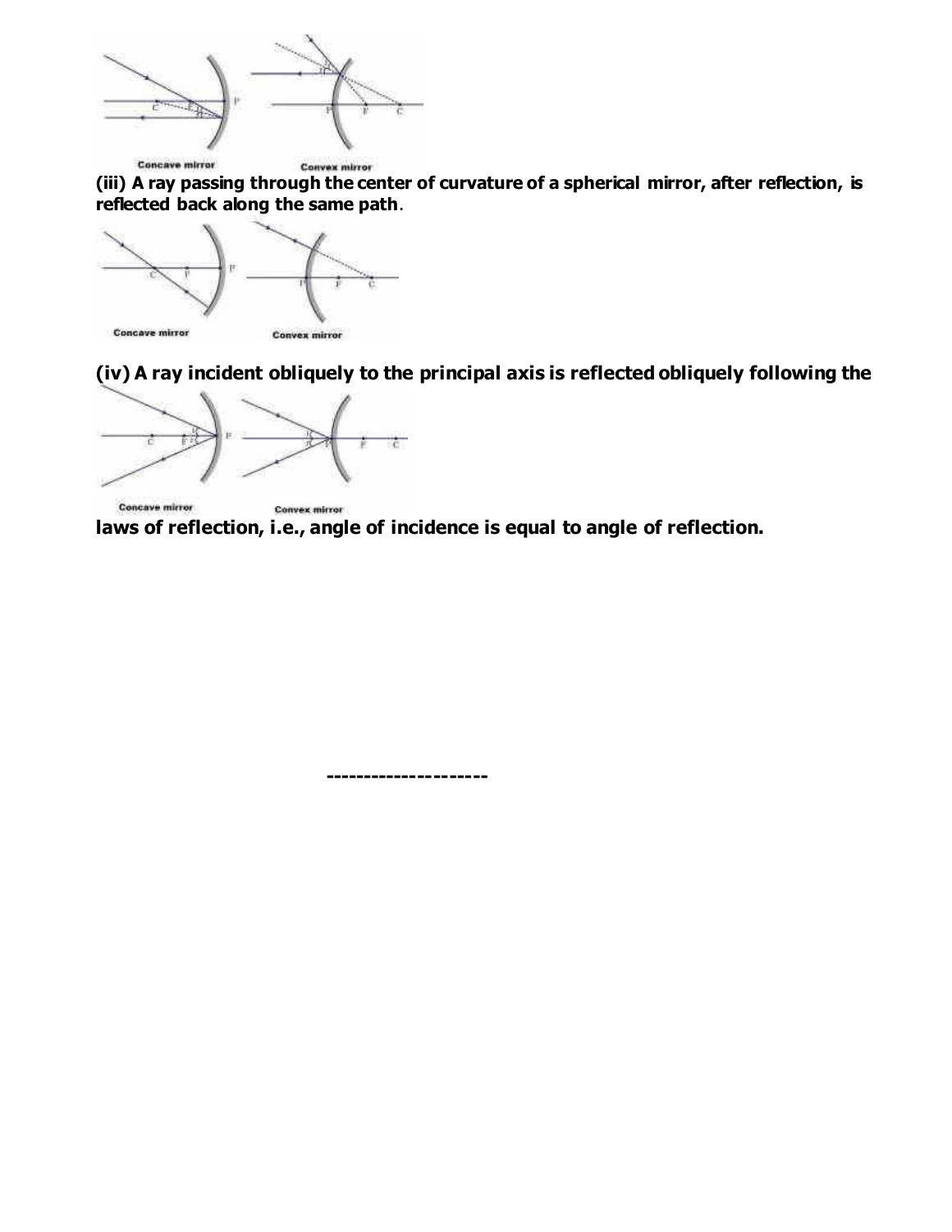Concave mirror Convex mirror

**(iii) A ray passing through the center of curvature of a spherical mirror, after reflection, is reflected back along the same path**.

Concave mirror Convex mirror

**(iv) A ray incident obliquely to the principal axis is reflected obliquely following the laws of reflection, i.e., angle of incidence is equal to angle of reflection.**

Concave mirror Convex mirror

---------------------